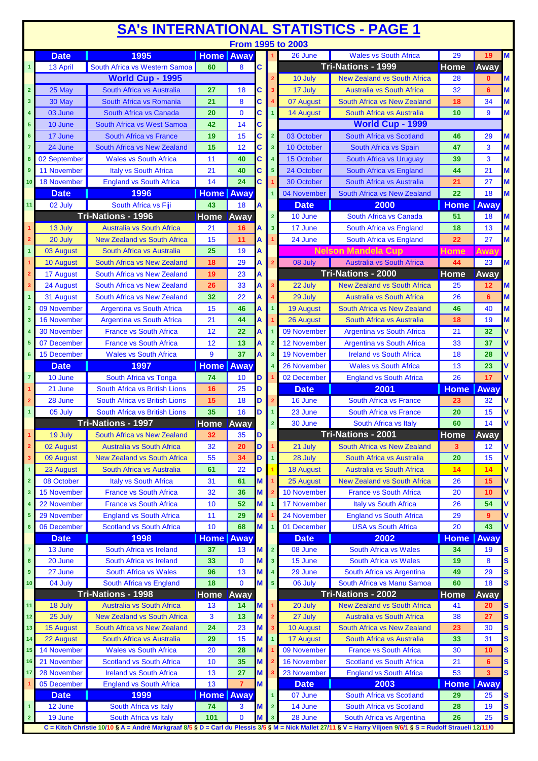# SA's INTERNATIONAL STATISTICS - PAGE 1

### From 1995 to 2003

| # | Date | 1995 | Home | Away | Coach |
|---|---|---|---|---|---|
| 1 | 13 April | South Africa vs Western Samoa | 60 | 8 | C |
| | | **World Cup - 1995** | | | |
| 2 | 25 May | South Africa vs Australia | 27 | 18 | C |
| 3 | 30 May | South Africa vs Romania | 21 | 8 | C |
| 4 | 03 June | South Africa vs Canada | 20 | 0 | C |
| 5 | 10 June | South Africa vs West Samoa | 42 | 14 | C |
| 6 | 17 June | South Africa vs France | 19 | 15 | C |
| 7 | 24 June | South Africa vs New Zealand | 15 | 12 | C |
| 8 | 02 September | Wales vs South Africa | 11 | 40 | C |
| 9 | 11 November | Italy vs South Africa | 21 | 40 | C |
| 10 | 18 November | England vs South Africa | 14 | 24 | C |
| | **Date** | **1996** | **Home** | **Away** | |
| 11 | 02 July | South Africa vs Fiji | 43 | 18 | A |
| | | **Tri-Nations - 1996** | **Home** | **Away** | |
| 1 | 13 July | Australia vs South Africa | 21 | 16 | A |
| 2 | 20 July | New Zealand vs South Africa | 15 | 11 | A |
| 1 | 03 August | South Africa vs Australia | 25 | 19 | A |
| 1 | 10 August | South Africa vs New Zealand | 18 | 29 | A |
| 2 | 17 August | South Africa vs New Zealand | 19 | 23 | A |
| 3 | 24 August | South Africa vs New Zealand | 26 | 33 | A |
| 1 | 31 August | South Africa vs New Zealand | 32 | 22 | A |
| 2 | 09 November | Argentina vs South Africa | 15 | 46 | A |
| 3 | 16 November | Argentina vs South Africa | 21 | 44 | A |
| 4 | 30 November | France vs South Africa | 12 | 22 | A |
| 5 | 07 December | France vs South Africa | 12 | 13 | A |
| 6 | 15 December | Wales vs South Africa | 9 | 37 | A |
| | **Date** | **1997** | **Home** | **Away** | |
| 7 | 10 June | South Africa vs Tonga | 74 | 10 | D |
| 1 | 21 June | South Africa vs British Lions | 16 | 25 | D |
| 2 | 28 June | South Africa vs British Lions | 15 | 18 | D |
| 1 | 05 July | South Africa vs British Lions | 35 | 16 | D |
| | | **Tri-Nations - 1997** | **Home** | **Away** | |
| 1 | 19 July | South Africa vs New Zealand | 32 | 35 | D |
| 2 | 02 August | Australia vs South Africa | 32 | 20 | D |
| 3 | 09 August | New Zealand vs South Africa | 55 | 34 | D |
| 1 | 23 August | South Africa vs Australia | 61 | 22 | D |
| 2 | 08 October | Italy vs South Africa | 31 | 61 | M |
| 3 | 15 November | France vs South Africa | 32 | 36 | M |
| 4 | 22 November | France vs South Africa | 10 | 52 | M |
| 5 | 29 November | England vs South Africa | 11 | 29 | M |
| 6 | 06 December | Scotland vs South Africa | 10 | 68 | M |
| | **Date** | **1998** | **Home** | **Away** | |
| 7 | 13 June | South Africa vs Ireland | 37 | 13 | M |
| 8 | 20 June | South Africa vs Ireland | 33 | 0 | M |
| 9 | 27 June | South Africa vs Wales | 96 | 13 | M |
| 10 | 04 July | South Africa vs England | 18 | 0 | M |
| | | **Tri-Nations - 1998** | **Home** | **Away** | |
| 11 | 18 July | Australia vs South Africa | 13 | 14 | M |
| 12 | 25 July | New Zealand vs South Africa | 3 | 13 | M |
| 13 | 15 August | South Africa vs New Zealand | 24 | 23 | M |
| 14 | 22 August | South Africa vs Australia | 29 | 15 | M |
| 15 | 14 November | Wales vs South Africa | 20 | 28 | M |
| 16 | 21 November | Scotland vs South Africa | 10 | 35 | M |
| 17 | 28 November | Ireland vs South Africa | 13 | 27 | M |
| 1 | 05 December | England vs South Africa | 13 | 7 | M |
| | **Date** | **1999** | **Home** | **Away** | |
| 1 | 12 June | South Africa vs Italy | 74 | 3 | M |
| 2 | 19 June | South Africa vs Italy | 101 | 0 | M |
| 1 | 26 June | Wales vs South Africa | 29 | 19 | M |
| | | **Tri-Nations - 1999** | **Home** | **Away** | |
| 2 | 10 July | New Zealand vs South Africa | 28 | 0 | M |
| 3 | 17 July | Australia vs South Africa | 32 | 6 | M |
| 4 | 07 August | South Africa vs New Zealand | 18 | 34 | M |
| 1 | 14 August | South Africa vs Australia | 10 | 9 | M |
| | | **World Cup - 1999** | | | |
| 2 | 03 October | South Africa vs Scotland | 46 | 29 | M |
| 3 | 10 October | South Africa vs Spain | 47 | 3 | M |
| 4 | 15 October | South Africa vs Uruguay | 39 | 3 | M |
| 5 | 24 October | South Africa vs England | 44 | 21 | M |
| 1 | 30 October | South Africa vs Australia | 21 | 27 | M |
| 1 | 04 November | South Africa vs New Zealand | 22 | 18 | M |
| | **Date** | **2000** | **Home** | **Away** | |
| 2 | 10 June | South Africa vs Canada | 51 | 18 | M |
| 3 | 17 June | South Africa vs England | 18 | 13 | M |
| 1 | 24 June | South Africa vs England | 22 | 27 | M |
| | | **Nelson Mandela Cup** | **Home** | **Away** | |
| 2 | 08 July | Australia vs South Africa | 44 | 23 | M |
| | | **Tri-Nations - 2000** | **Home** | **Away** | |
| 3 | 22 July | New Zealand vs South Africa | 25 | 12 | M |
| 4 | 29 July | Australia vs South Africa | 26 | 6 | M |
| 1 | 19 August | South Africa vs New Zealand | 46 | 40 | M |
| 1 | 26 August | South Africa vs Australia | 18 | 19 | M |
| 1 | 09 November | Argentina vs South Africa | 21 | 32 | V |
| 2 | 12 November | Argentina vs South Africa | 33 | 37 | V |
| 3 | 19 November | Ireland vs South Africa | 18 | 28 | V |
| 4 | 26 November | Wales vs South Africa | 13 | 23 | V |
| 1 | 02 December | England vs South Africa | 26 | 17 | V |
| | **Date** | **2001** | **Home** | **Away** | |
| 2 | 16 June | South Africa vs France | 23 | 32 | V |
| 1 | 23 June | South Africa vs France | 20 | 15 | V |
| 2 | 30 June | South Africa vs Italy | 60 | 14 | V |
| | | **Tri-Nations - 2001** | **Home** | **Away** | |
| 1 | 21 July | South Africa vs New Zealand | 3 | 12 | V |
| 1 | 28 July | South Africa vs Australia | 20 | 15 | V |
| 1 | 18 August | Australia vs South Africa | 14 | 14 | V |
| 1 | 25 August | New Zealand vs South Africa | 26 | 15 | V |
| 2 | 10 November | France vs South Africa | 20 | 10 | V |
| 1 | 17 November | Italy vs South Africa | 26 | 54 | V |
| 1 | 24 November | England vs South Africa | 29 | 9 | V |
| 1 | 01 December | USA vs South Africa | 20 | 43 | V |
| | **Date** | **2002** | **Home** | **Away** | |
| 2 | 08 June | South Africa vs Wales | 34 | 19 | S |
| 3 | 15 June | South Africa vs Wales | 19 | 8 | S |
| 4 | 29 June | South Africa vs Argentina | 49 | 29 | S |
| 5 | 06 July | South Africa vs Manu Samoa | 60 | 18 | S |
| | | **Tri-Nations - 2002** | **Home** | **Away** | |
| 1 | 20 July | New Zealand vs South Africa | 41 | 20 | S |
| 2 | 27 July | Australia vs South Africa | 38 | 27 | S |
| 3 | 10 August | South Africa vs New Zealand | 23 | 30 | S |
| 1 | 17 August | South Africa vs Australia | 33 | 31 | S |
| 1 | 09 November | France vs South Africa | 30 | 10 | S |
| 2 | 16 November | Scotland vs South Africa | 21 | 6 | S |
| 3 | 23 November | England vs South Africa | 53 | 3 | S |
| | **Date** | **2003** | **Home** | **Away** | |
| 1 | 07 June | South Africa vs Scotland | 29 | 25 | S |
| 2 | 14 June | South Africa vs Scotland | 28 | 19 | S |
| 3 | 28 June | South Africa vs Argentina | 26 | 25 | S |

C = Kitch Christie 10/10 § A = André Markgraaf 8/5 § D = Carl du Plessis 3/5 § M = Nick Mallet 27/11 § V = Harry Viljoen 9/6/1 § S = Rudolf Straueli 12/11/0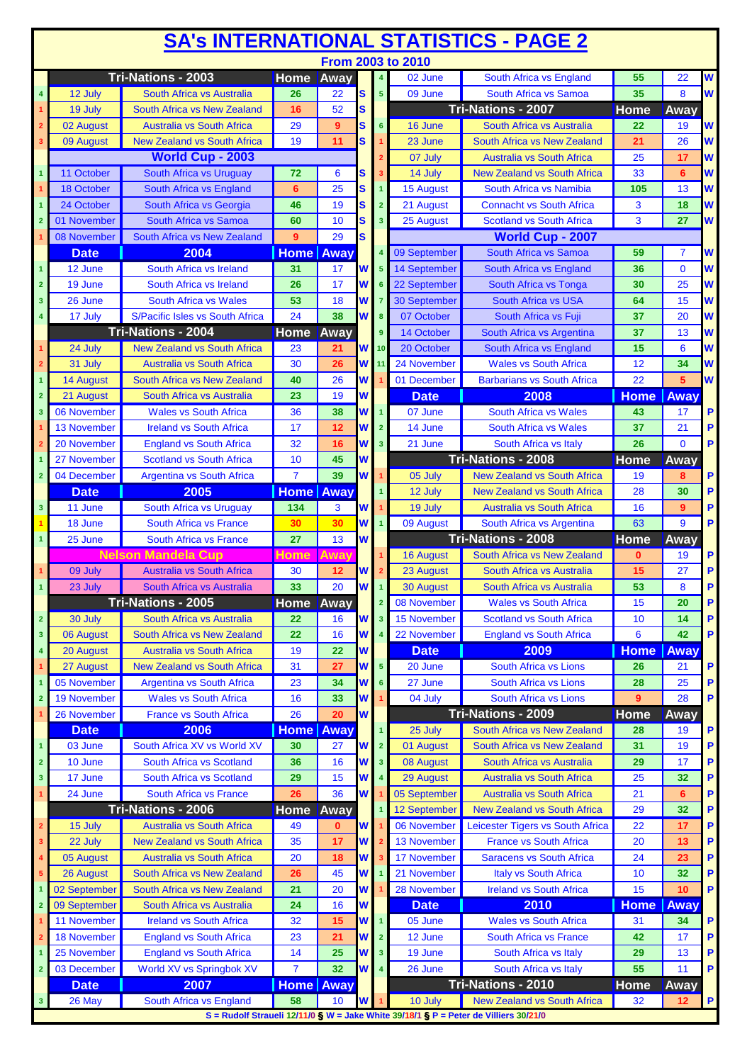# SA's INTERNATIONAL STATISTICS - PAGE 2

## From 2003 to 2010

| # | Date | Match | Home | Away | Coach |
|---|---|---|---|---|---|
| | **Tri-Nations - 2003** | | **Home** | **Away** | |
| 4 | 12 July | South Africa vs Australia | 26 | 22 | S |
| 1 | 19 July | South Africa vs New Zealand | 16 | 52 | S |
| 2 | 02 August | Australia vs South Africa | 29 | 9 | S |
| 3 | 09 August | New Zealand vs South Africa | 19 | 11 | S |
| | **World Cup - 2003** | | | | |
| 1 | 11 October | South Africa vs Uruguay | 72 | 6 | S |
| 1 | 18 October | South Africa vs England | 6 | 25 | S |
| 1 | 24 October | South Africa vs Georgia | 46 | 19 | S |
| 2 | 01 November | South Africa vs Samoa | 60 | 10 | S |
| 1 | 08 November | South Africa vs New Zealand | 9 | 29 | S |
| | **Date** | **2004** | **Home** | **Away** | |
| 1 | 12 June | South Africa vs Ireland | 31 | 17 | W |
| 2 | 19 June | South Africa vs Ireland | 26 | 17 | W |
| 3 | 26 June | South Africa vs Wales | 53 | 18 | W |
| 4 | 17 July | S/Pacific Isles vs South Africa | 24 | 38 | W |
| | **Tri-Nations - 2004** | | **Home** | **Away** | |
| 1 | 24 July | New Zealand vs South Africa | 23 | 21 | W |
| 2 | 31 July | Australia vs South Africa | 30 | 26 | W |
| 1 | 14 August | South Africa vs New Zealand | 40 | 26 | W |
| 2 | 21 August | South Africa vs Australia | 23 | 19 | W |
| 3 | 06 November | Wales vs South Africa | 36 | 38 | W |
| 1 | 13 November | Ireland vs South Africa | 17 | 12 | W |
| 2 | 20 November | England vs South Africa | 32 | 16 | W |
| 1 | 27 November | Scotland vs South Africa | 10 | 45 | W |
| 2 | 04 December | Argentina vs South Africa | 7 | 39 | W |
| | **Date** | **2005** | **Home** | **Away** | |
| 3 | 11 June | South Africa vs Uruguay | 134 | 3 | W |
| 1 | 18 June | South Africa vs France | 30 | 30 | W |
| 1 | 25 June | South Africa vs France | 27 | 13 | W |
| | **Nelson Mandela Cup** | | **Home** | **Away** | |
| 1 | 09 July | Australia vs South Africa | 30 | 12 | W |
| 1 | 23 July | South Africa vs Australia | 33 | 20 | W |
| | **Tri-Nations - 2005** | | **Home** | **Away** | |
| 2 | 30 July | South Africa vs Australia | 22 | 16 | W |
| 3 | 06 August | South Africa vs New Zealand | 22 | 16 | W |
| 4 | 20 August | Australia vs South Africa | 19 | 22 | W |
| 1 | 27 August | New Zealand vs South Africa | 31 | 27 | W |
| 1 | 05 November | Argentina vs South Africa | 23 | 34 | W |
| 2 | 19 November | Wales vs South Africa | 16 | 33 | W |
| 1 | 26 November | France vs South Africa | 26 | 20 | W |
| | **Date** | **2006** | **Home** | **Away** | |
| 1 | 03 June | South Africa XV vs World XV | 30 | 27 | W |
| 2 | 10 June | South Africa vs Scotland | 36 | 16 | W |
| 3 | 17 June | South Africa vs Scotland | 29 | 15 | W |
| 1 | 24 June | South Africa vs France | 26 | 36 | W |
| | **Tri-Nations - 2006** | | **Home** | **Away** | |
| 2 | 15 July | Australia vs South Africa | 49 | 0 | W |
| 3 | 22 July | New Zealand vs South Africa | 35 | 17 | W |
| 4 | 05 August | Australia vs South Africa | 20 | 18 | W |
| 5 | 26 August | South Africa vs New Zealand | 26 | 45 | W |
| 1 | 02 September | South Africa vs New Zealand | 21 | 20 | W |
| 2 | 09 September | South Africa vs Australia | 24 | 16 | W |
| 1 | 11 November | Ireland vs South Africa | 32 | 15 | W |
| 2 | 18 November | England vs South Africa | 23 | 21 | W |
| 1 | 25 November | England vs South Africa | 14 | 25 | W |
| 2 | 03 December | World XV vs Springbok XV | 7 | 32 | W |
| | **Date** | **2007** | **Home** | **Away** | |
| 3 | 26 May | South Africa vs England | 58 | 10 | W |
| 4 | 02 June | South Africa vs England | 55 | 22 | W |
| 5 | 09 June | South Africa vs Samoa | 35 | 8 | W |
| | **Tri-Nations - 2007** | | **Home** | **Away** | |
| 6 | 16 June | South Africa vs Australia | 22 | 19 | W |
| 1 | 23 June | South Africa vs New Zealand | 21 | 26 | W |
| 2 | 07 July | Australia vs South Africa | 25 | 17 | W |
| 3 | 14 July | New Zealand vs South Africa | 33 | 6 | W |
| 1 | 15 August | South Africa vs Namibia | 105 | 13 | W |
| 2 | 21 August | Connacht vs South Africa | 3 | 18 | W |
| 3 | 25 August | Scotland vs South Africa | 3 | 27 | W |
| | **World Cup - 2007** | | | | |
| 4 | 09 September | South Africa vs Samoa | 59 | 7 | W |
| 5 | 14 September | South Africa vs England | 36 | 0 | W |
| 6 | 22 September | South Africa vs Tonga | 30 | 25 | W |
| 7 | 30 September | South Africa vs USA | 64 | 15 | W |
| 8 | 07 October | South Africa vs Fuji | 37 | 20 | W |
| 9 | 14 October | South Africa vs Argentina | 37 | 13 | W |
| 10 | 20 October | South Africa vs England | 15 | 6 | W |
| 11 | 24 November | Wales vs South Africa | 12 | 34 | W |
| 1 | 01 December | Barbarians vs South Africa | 22 | 5 | W |
| | **Date** | **2008** | **Home** | **Away** | |
| 1 | 07 June | South Africa vs Wales | 43 | 17 | P |
| 2 | 14 June | South Africa vs Wales | 37 | 21 | P |
| 3 | 21 June | South Africa vs Italy | 26 | 0 | P |
| | **Tri-Nations - 2008** | | **Home** | **Away** | |
| 1 | 05 July | New Zealand vs South Africa | 19 | 8 | P |
| 1 | 12 July | New Zealand vs South Africa | 28 | 30 | P |
| 1 | 19 July | Australia vs South Africa | 16 | 9 | P |
| 1 | 09 August | South Africa vs Argentina | 63 | 9 | P |
| | **Tri-Nations - 2008** | | **Home** | **Away** | |
| 1 | 16 August | South Africa vs New Zealand | 0 | 19 | P |
| 2 | 23 August | South Africa vs Australia | 15 | 27 | P |
| 1 | 30 August | South Africa vs Australia | 53 | 8 | P |
| 2 | 08 November | Wales vs South Africa | 15 | 20 | P |
| 3 | 15 November | Scotland vs South Africa | 10 | 14 | P |
| 4 | 22 November | England vs South Africa | 6 | 42 | P |
| | **Date** | **2009** | **Home** | **Away** | |
| 5 | 20 June | South Africa vs Lions | 26 | 21 | P |
| 6 | 27 June | South Africa vs Lions | 28 | 25 | P |
| 1 | 04 July | South Africa vs Lions | 9 | 28 | P |
| | **Tri-Nations - 2009** | | **Home** | **Away** | |
| 1 | 25 July | South Africa vs New Zealand | 28 | 19 | P |
| 2 | 01 August | South Africa vs New Zealand | 31 | 19 | P |
| 3 | 08 August | South Africa vs Australia | 29 | 17 | P |
| 4 | 29 August | Australia vs South Africa | 25 | 32 | P |
| 1 | 05 September | Australia vs South Africa | 21 | 6 | P |
| 1 | 12 September | New Zealand vs South Africa | 29 | 32 | P |
| 1 | 06 November | Leicester Tigers vs South Africa | 22 | 17 | P |
| 2 | 13 November | France vs South Africa | 20 | 13 | P |
| 3 | 17 November | Saracens vs South Africa | 24 | 23 | P |
| 1 | 21 November | Italy vs South Africa | 10 | 32 | P |
| 1 | 28 November | Ireland vs South Africa | 15 | 10 | P |
| | **Date** | **2010** | **Home** | **Away** | |
| 1 | 05 June | Wales vs South Africa | 31 | 34 | P |
| 2 | 12 June | South Africa vs France | 42 | 17 | P |
| 3 | 19 June | South Africa vs Italy | 29 | 13 | P |
| 4 | 26 June | South Africa vs Italy | 55 | 11 | P |
| | **Tri-Nations - 2010** | | **Home** | **Away** | |
| 1 | 10 July | New Zealand vs South Africa | 32 | 12 | P |

S = Rudolf Straueli 12/11/0 § W = Jake White 39/18/1 § P = Peter de Villiers 30/21/0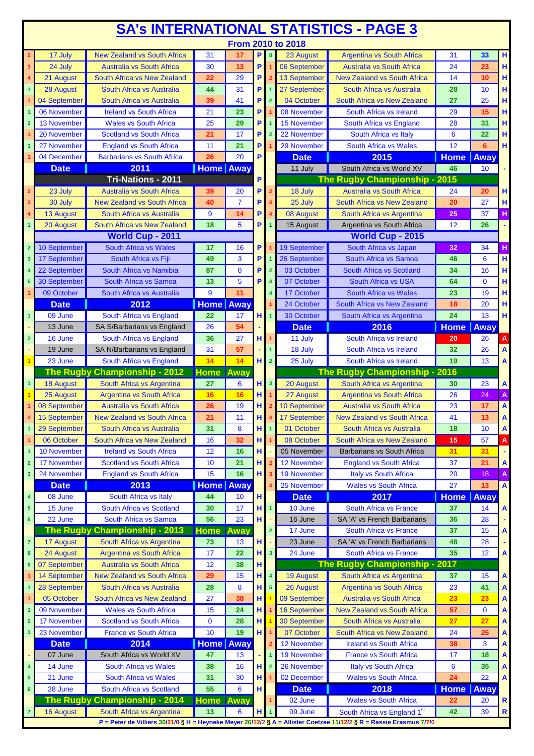# SA's INTERNATIONAL STATISTICS - PAGE 3

## From 2010 to 2018

| # | Date | Match | Home | Away | Coach |
|---|---|---|---|---|---|
| 2 | 17 July | New Zealand vs South Africa | 31 | 17 | P |
| 3 | 24 July | Australia vs South Africa | 30 | 13 | P |
| 4 | 21 August | South Africa vs New Zealand | 22 | 29 | P |
| 1 | 28 August | South Africa vs Australia | 44 | 31 | P |
| 1 | 04 September | South Africa vs Australia | 39 | 41 | P |
| 1 | 06 November | Ireland vs South Africa | 21 | 23 | P |
| 2 | 13 November | Wales vs South Africa | 25 | 29 | P |
| 1 | 20 November | Scotland vs South Africa | 21 | 17 | P |
| 1 | 27 November | England vs South Africa | 11 | 21 | P |
| 1 | 04 December | Barbarians vs South Africa | 26 | 20 | P |
| | **Date** | **2011** | **Home** | **Away** | |
| | | **Tri-Nations - 2011** | | | P |
| 2 | 23 July | Australia vs South Africa | 39 | 20 | P |
| 3 | 30 July | New Zealand vs South Africa | 40 | 7 | P |
| 4 | 13 August | South Africa vs Australia | 9 | 14 | P |
| 1 | 20 August | South Africa vs New Zealand | 18 | 5 | P |
| | | **World Cup - 2011** | | | |
| 2 | 10 September | South Africa vs Wales | 17 | 16 | P |
| 3 | 17 September | South Africa vs Fiji | 49 | 3 | P |
| 4 | 22 September | South Africa vs Namibia | 87 | 0 | P |
| 5 | 30 September | South Africa vs Samoa | 13 | 5 | P |
| 1 | 09 October | South Africa vs Australia | 9 | 11 | |
| | **Date** | **2012** | **Home** | **Away** | |
| 1 | 09 June | South Africa vs England | 22 | 17 | H |
| - | 13 June | SA S/Barbarians vs England | 26 | 54 | - |
| 2 | 16 June | South Africa vs England | 36 | 27 | H |
| - | 19 June | SA N/Barbarians vs England | 31 | 57 | - |
| 1 | 23 June | South Africa vs England | 14 | 14 | H |
| | | **The Rugby Championship - 2012** | **Home** | **Away** | |
| 1 | 18 August | South Africa vs Argentina | 27 | 6 | H |
| 1 | 25 August | Argentina vs South Africa | 16 | 16 | H |
| 1 | 08 September | Australia vs South Africa | 26 | 19 | H |
| 2 | 15 September | New Zealand vs South Africa | 21 | 11 | H |
| 1 | 29 September | South Africa vs Australia | 31 | 8 | H |
| 1 | 06 October | South Africa vs New Zealand | 16 | 32 | H |
| 1 | 10 November | Ireland vs South Africa | 12 | 16 | H |
| 2 | 17 November | Scotland vs South Africa | 10 | 21 | H |
| 3 | 24 November | England vs South Africa | 15 | 16 | H |
| | **Date** | **2013** | **Home** | **Away** | |
| 4 | 08 June | South Africa vs Italy | 44 | 10 | H |
| 5 | 15 June | South Africa vs Scotland | 30 | 17 | H |
| 6 | 22 June | South Africa vs Samoa | 56 | 23 | H |
| | | **The Rugby Championship - 2013** | **Home** | **Away** | |
| 7 | 17 August | South Africa vs Argentina | 73 | 13 | H |
| 8 | 24 August | Argentina vs South Africa | 17 | 22 | H |
| 9 | 07 September | Australia vs South Africa | 12 | 38 | H |
| 1 | 14 September | New Zealand vs South Africa | 29 | 15 | H |
| 1 | 28 September | South Africa vs Australia | 28 | 8 | H |
| 1 | 05 October | South Africa vs New Zealand | 27 | 38 | H |
| 1 | 09 November | Wales vs South Africa | 15 | 24 | H |
| 2 | 17 November | Scotland vs South Africa | 0 | 28 | H |
| 3 | 23 November | France vs South Africa | 10 | 19 | H |
| | **Date** | **2014** | **Home** | **Away** | |
| - | 07 June | South Africa vs World XV | 47 | 13 | - |
| 4 | 14 June | South Africa vs Wales | 38 | 16 | H |
| 5 | 21 June | South Africa vs Wales | 31 | 30 | H |
| 6 | 28 June | South Africa vs Scotland | 55 | 6 | H |
| | | **The Rugby Championship - 2014** | **Home** | **Away** | |
| 7 | 16 August | South Africa vs Argentina | 13 | 6 | H |
| 8 | 23 August | Argentina vs South Africa | 31 | 33 | H |
| 1 | 06 September | Australia vs South Africa | 24 | 23 | H |
| 2 | 13 September | New Zealand vs South Africa | 14 | 10 | H |
| 1 | 27 September | South Africa vs Australia | 28 | 10 | H |
| 2 | 04 October | South Africa vs New Zealand | 27 | 25 | H |
| 1 | 08 November | South Africa vs Ireland | 29 | 15 | H |
| 1 | 15 November | South Africa vs England | 28 | 31 | H |
| 2 | 22 November | South Africa vs Italy | 6 | 22 | H |
| 1 | 29 November | South Africa vs Wales | 12 | 6 | H |
| | **Date** | **2015** | **Home** | **Away** | |
| - | 11 July | South Africa vs World XV | 46 | 10 | - |
| | | **The Rugby Championship - 2015** | | | |
| 2 | 18 July | Australia vs South Africa | 24 | 20 | H |
| 3 | 25 July | South Africa vs New Zealand | 20 | 27 | H |
| 4 | 08 August | South Africa vs Argentina | 25 | 37 | H |
| 1 | 15 August | Argentina vs South Africa | 12 | 26 | - |
| | | **World Cup - 2015** | | | |
| 1 | 19 September | South Africa vs Japan | 32 | 34 | H |
| 1 | 26 September | South Africa vs Samoa | 46 | 6 | H |
| 2 | 03 October | South Africa vs Scotland | 34 | 16 | H |
| 3 | 07 October | South Africa vs USA | 64 | 0 | H |
| 4 | 17 October | South Africa vs Wales | 23 | 19 | H |
| 1 | 24 October | South Africa vs New Zealand | 18 | 20 | H |
| 1 | 30 October | South Africa vs Argentina | 24 | 13 | H |
| | **Date** | **2016** | **Home** | **Away** | |
| 1 | 11 July | South Africa vs Ireland | 20 | 26 | A |
| 1 | 18 July | South Africa vs Ireland | 32 | 26 | A |
| 2 | 25 July | South Africa vs Ireland | 19 | 13 | A |
| | | **The Rugby Championship - 2016** | | | |
| 3 | 20 August | South Africa vs Argentina | 30 | 23 | A |
| 1 | 27 August | Argentina vs South Africa | 26 | 24 | A |
| 2 | 10 September | Australia vs South Africa | 23 | 17 | A |
| 3 | 17 September | New Zealand vs South Africa | 41 | 13 | A |
| 1 | 01 October | South Africa vs Australia | 18 | 10 | A |
| 1 | 08 October | South Africa vs New Zealand | 15 | 57 | A |
| - | 05 November | Barbarians vs South Africa | 31 | 31 | - |
| 2 | 12 November | England vs South Africa | 37 | 21 | A |
| 3 | 19 November | Italy vs South Africa | 20 | 18 | A |
| 4 | 25 November | Wales vs South Africa | 27 | 13 | A |
| | **Date** | **2017** | **Home** | **Away** | |
| 1 | 10 June | South Africa vs France | 37 | 14 | A |
| - | 16 June | SA 'A' vs French Barbarians | 36 | 28 | - |
| 2 | 17 June | South Africa vs France | 37 | 15 | A |
| - | 23 June | SA 'A' vs French Barbarians | 48 | 28 | - |
| 3 | 24 June | South Africa vs France | 35 | 12 | A |
| | | **The Rugby Championship - 2017** | | | |
| 4 | 19 August | South Africa vs Argentina | 37 | 15 | A |
| 5 | 26 August | Argentina vs South Africa | 23 | 41 | A |
| 1 | 09 September | Australia vs South Africa | 23 | 23 | A |
| 1 | 16 September | New Zealand vs South Africa | 57 | 0 | A |
| 1 | 30 September | South Africa vs Australia | 27 | 27 | A |
| 1 | 07 October | South Africa vs New Zealand | 24 | 25 | A |
| 2 | 12 November | Ireland vs South Africa | 38 | 3 | A |
| 1 | 19 November | France vs South Africa | 17 | 18 | A |
| 2 | 26 November | Italy vs South Africa | 6 | 35 | A |
| 1 | 02 December | Wales vs South Africa | 24 | 22 | A |
| | **Date** | **2018** | **Home** | **Away** | |
| 1 | 02 June | Wales vs South Africa | 22 | 20 | R |
| 1 | 09 June | South Africa vs England 1st | 42 | 39 | R |

P = Peter de Villiers 30/21/0 § H = Heyneke Meyer 26/12/2 § A = Allister Coetzee 11/12/2 § R = Rassie Erasmus 7/7/0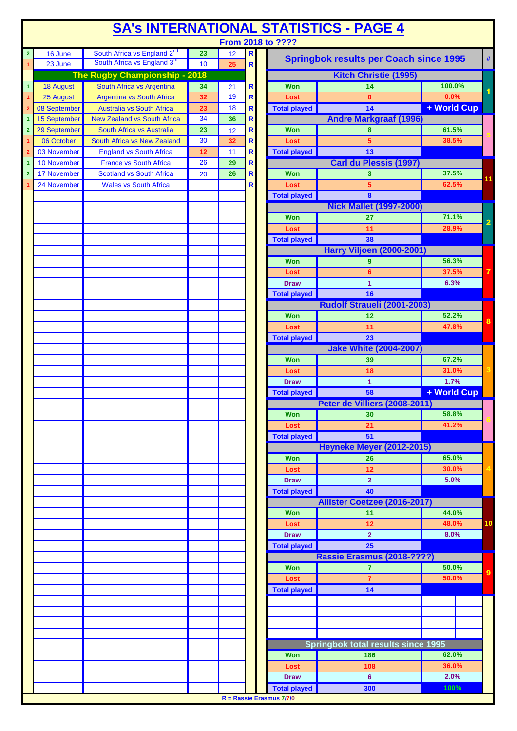# SA's INTERNATIONAL STATISTICS - PAGE 4

**From 2018 to ????**

| | Date | Match | Score | Score | Coach |
|---|---|---|---|---|---|
| 2 | 16 June | South Africa vs England 2nd | 23 | 12 | R |
| 1 | 23 June | South Africa vs England 3rd | 10 | 25 | R |
| | | **The Rugby Championship - 2018** | | | |
| 1 | 18 August | South Africa vs Argentina | 34 | 21 | R |
| 1 | 25 August | Argentina vs South Africa | 32 | 19 | R |
| 2 | 08 September | Australia vs South Africa | 23 | 18 | R |
| 1 | 15 September | New Zealand vs South Africa | 34 | 36 | R |
| 2 | 29 September | South Africa vs Australia | 23 | 12 | R |
| 1 | 06 October | South Africa vs New Zealand | 30 | 32 | R |
| 2 | 03 November | England vs South Africa | 12 | 11 | R |
| 1 | 10 November | France vs South Africa | 26 | 29 | R |
| 2 | 17 November | Scotland vs South Africa | 20 | 26 | R |
| 1 | 24 November | Wales vs South Africa | | | R |

## Springbok results per Coach since 1995

| Coach | | Result | % | # |
|---|---|---|---|---|
| **Kitch Christie (1995)** | | | | 1 |
| | Won | 14 | 100.0% | |
| | Lost | 0 | 0.0% | |
| | Total played | 14 | + World Cup | |
| **Andre Markgraaf (1996)** | | | | 5 |
| | Won | 8 | 61.5% | |
| | Lost | 5 | 38.5% | |
| | Total played | 13 | | |
| **Carl du Plessis (1997)** | | | | 11 |
| | Won | 3 | 37.5% | |
| | Lost | 5 | 62.5% | |
| | Total played | 8 | | |
| **Nick Mallet (1997-2000)** | | | | 2 |
| | Won | 27 | 71.1% | |
| | Lost | 11 | 28.9% | |
| | Total played | 38 | | |
| **Harry Viljoen (2000-2001)** | | | | 7 |
| | Won | 9 | 56.3% | |
| | Lost | 6 | 37.5% | |
| | Draw | 1 | 6.3% | |
| | Total played | 16 | | |
| **Rudolf Straueli (2001-2003)** | | | | 8 |
| | Won | 12 | 52.2% | |
| | Lost | 11 | 47.8% | |
| | Total played | 23 | | |
| **Jake White (2004-2007)** | | | | 3 |
| | Won | 39 | 67.2% | |
| | Lost | 18 | 31.0% | |
| | Draw | 1 | 1.7% | |
| | Total played | 58 | + World Cup | |
| **Peter de Villiers (2008-2011)** | | | | 6 |
| | Won | 30 | 58.8% | |
| | Lost | 21 | 41.2% | |
| | Total played | 51 | | |
| **Heyneke Meyer (2012-2015)** | | | | 4 |
| | Won | 26 | 65.0% | |
| | Lost | 12 | 30.0% | |
| | Draw | 2 | 5.0% | |
| | Total played | 40 | | |
| **Allister Coetzee (2016-2017)** | | | | 10 |
| | Won | 11 | 44.0% | |
| | Lost | 12 | 48.0% | |
| | Draw | 2 | 8.0% | |
| | Total played | 25 | | |
| **Rassie Erasmus (2018-????)** | | | | 9 |
| | Won | 7 | 50.0% | |
| | Lost | 7 | 50.0% | |
| | Total played | 14 | | |

## Springbok total results since 1995

| | | |
|---|---|---|
| Won | 186 | 62.0% |
| Lost | 108 | 36.0% |
| Draw | 6 | 2.0% |
| Total played | 300 | 100% |

R = Rassie Erasmus 7/7/0